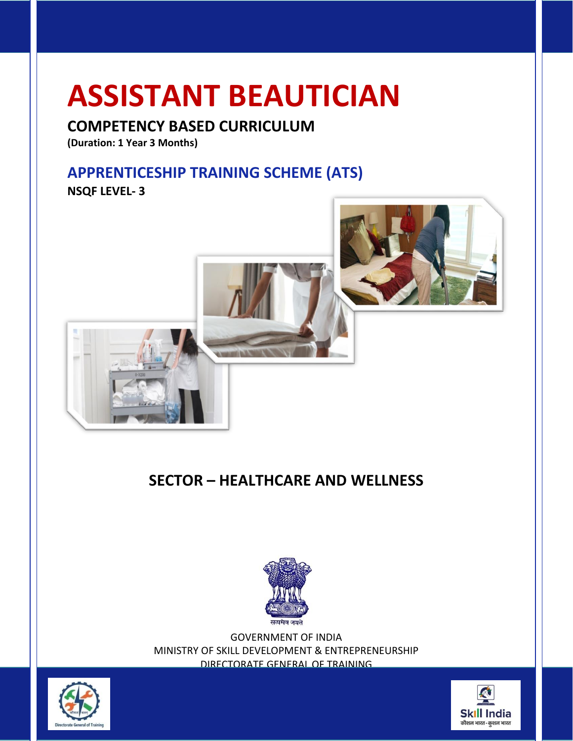# ASSISTANT BEAUTICIAN

## COMPETENCY BASED CURRICULUM

**(Duration: 1 Year 3 Months)**

## APPRENTICESHIP TRAINING SCHEME (ATS)

**NSQF LEVEL- 3**

## SECTOR – HEALTHCARE AND WELLNESS

सत्यमेव जयते

GOVERNMENT OF INDIA
MINISTRY OF SKILL DEVELOPMENT & ENTREPRENEURSHIP
DIRECTORATE GENERAL OF TRAINING

Directorate General of Training

Skill India
कौशल भारत - कुशल भारत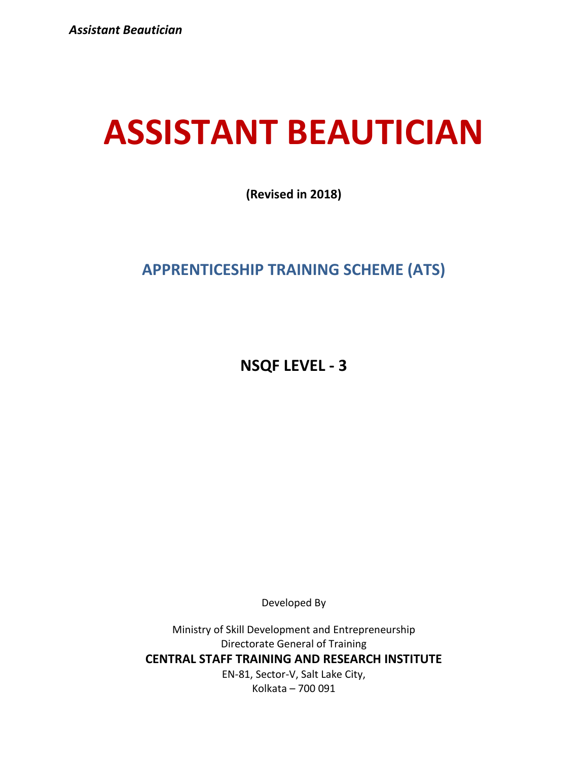# ASSISTANT BEAUTICIAN

**(Revised in 2018)**

## APPRENTICESHIP TRAINING SCHEME (ATS)

## NSQF LEVEL - 3

Developed By

Ministry of Skill Development and Entrepreneurship
Directorate General of Training
**CENTRAL STAFF TRAINING AND RESEARCH INSTITUTE**
EN-81, Sector-V, Salt Lake City,
Kolkata – 700 091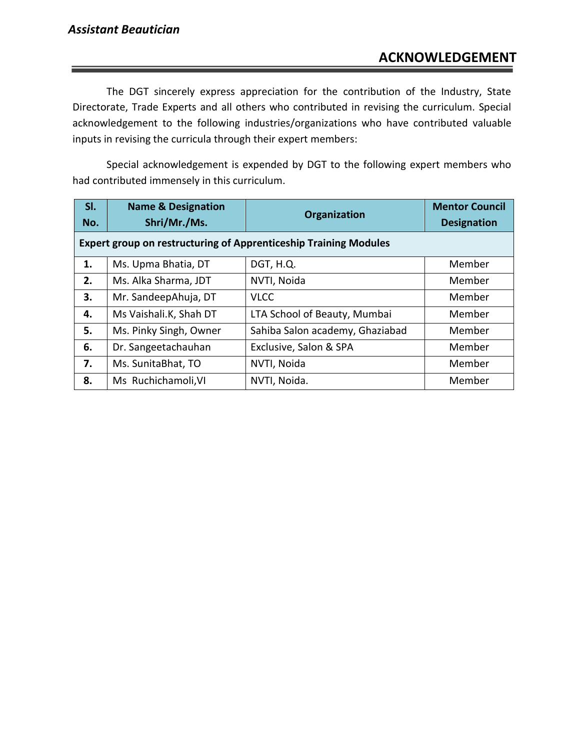## ACKNOWLEDGEMENT

The DGT sincerely express appreciation for the contribution of the Industry, State Directorate, Trade Experts and all others who contributed in revising the curriculum. Special acknowledgement to the following industries/organizations who have contributed valuable inputs in revising the curricula through their expert members:

Special acknowledgement is expended by DGT to the following expert members who had contributed immensely in this curriculum.

| Sl. No. | Name & Designation Shri/Mr./Ms. | Organization | Mentor Council Designation |
|---|---|---|---|
| **Expert group on restructuring of Apprenticeship Training Modules** | | | |
| **1.** | Ms. Upma Bhatia, DT | DGT, H.Q. | Member |
| **2.** | Ms. Alka Sharma, JDT | NVTI, Noida | Member |
| **3.** | Mr. SandeepAhuja, DT | VLCC | Member |
| **4.** | Ms Vaishali.K, Shah DT | LTA School of Beauty, Mumbai | Member |
| **5.** | Ms. Pinky Singh, Owner | Sahiba Salon academy, Ghaziabad | Member |
| **6.** | Dr. Sangeetachauhan | Exclusive, Salon & SPA | Member |
| **7.** | Ms. SunitaBhat, TO | NVTI, Noida | Member |
| **8.** | Ms Ruchichamoli,VI | NVTI, Noida. | Member |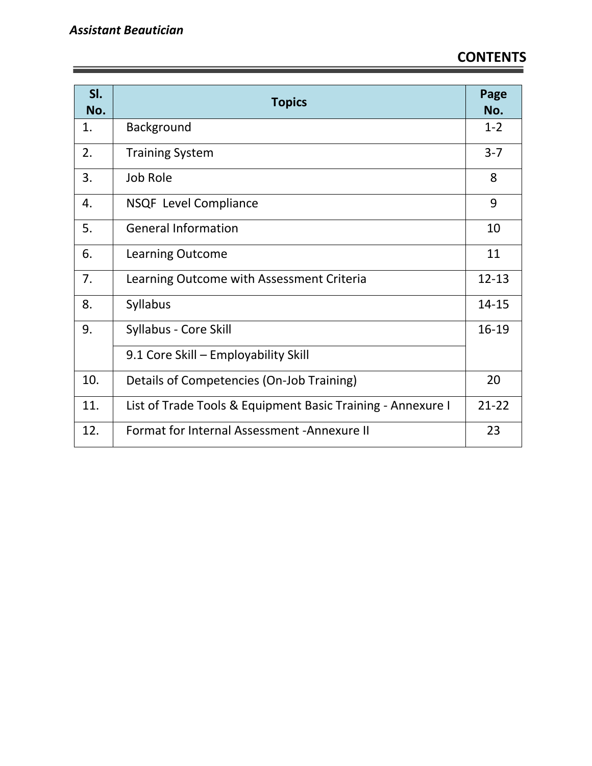# CONTENTS

| Sl. No. | Topics | Page No. |
|---|---|---|
| 1. | Background | 1-2 |
| 2. | Training System | 3-7 |
| 3. | Job Role | 8 |
| 4. | NSQF Level Compliance | 9 |
| 5. | General Information | 10 |
| 6. | Learning Outcome | 11 |
| 7. | Learning Outcome with Assessment Criteria | 12-13 |
| 8. | Syllabus | 14-15 |
| 9. | Syllabus - Core Skill | 16-19 |
| | 9.1 Core Skill – Employability Skill | |
| 10. | Details of Competencies (On-Job Training) | 20 |
| 11. | List of Trade Tools & Equipment Basic Training - Annexure I | 21-22 |
| 12. | Format for Internal Assessment -Annexure II | 23 |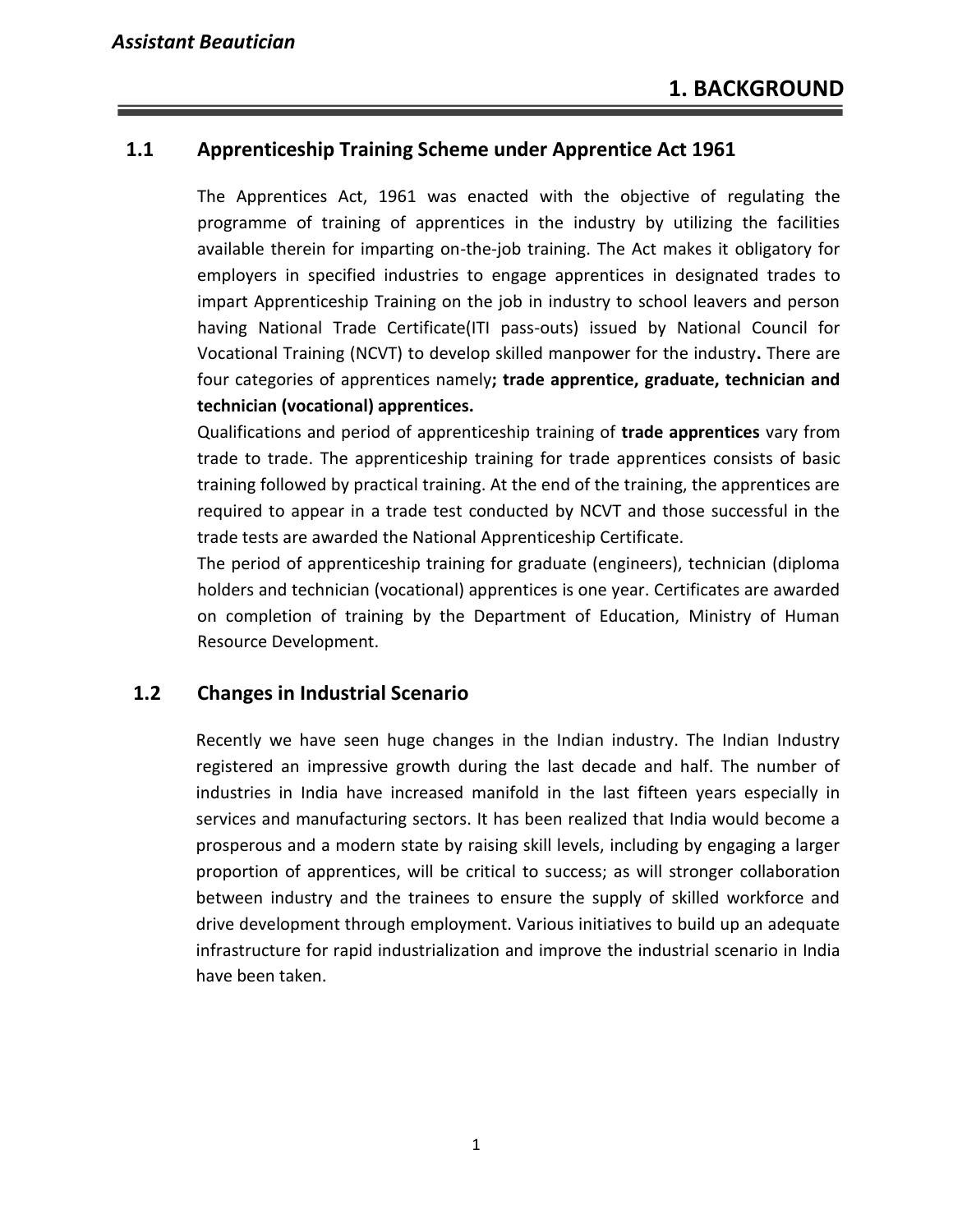# 1. BACKGROUND

## 1.1 Apprenticeship Training Scheme under Apprentice Act 1961

The Apprentices Act, 1961 was enacted with the objective of regulating the programme of training of apprentices in the industry by utilizing the facilities available therein for imparting on-the-job training. The Act makes it obligatory for employers in specified industries to engage apprentices in designated trades to impart Apprenticeship Training on the job in industry to school leavers and person having National Trade Certificate(ITI pass-outs) issued by National Council for Vocational Training (NCVT) to develop skilled manpower for the industry**.** There are four categories of apprentices namely**; trade apprentice, graduate, technician and technician (vocational) apprentices.**

Qualifications and period of apprenticeship training of **trade apprentices** vary from trade to trade. The apprenticeship training for trade apprentices consists of basic training followed by practical training. At the end of the training, the apprentices are required to appear in a trade test conducted by NCVT and those successful in the trade tests are awarded the National Apprenticeship Certificate.

The period of apprenticeship training for graduate (engineers), technician (diploma holders and technician (vocational) apprentices is one year. Certificates are awarded on completion of training by the Department of Education, Ministry of Human Resource Development.

## 1.2 Changes in Industrial Scenario

Recently we have seen huge changes in the Indian industry. The Indian Industry registered an impressive growth during the last decade and half. The number of industries in India have increased manifold in the last fifteen years especially in services and manufacturing sectors. It has been realized that India would become a prosperous and a modern state by raising skill levels, including by engaging a larger proportion of apprentices, will be critical to success; as will stronger collaboration between industry and the trainees to ensure the supply of skilled workforce and drive development through employment. Various initiatives to build up an adequate infrastructure for rapid industrialization and improve the industrial scenario in India have been taken.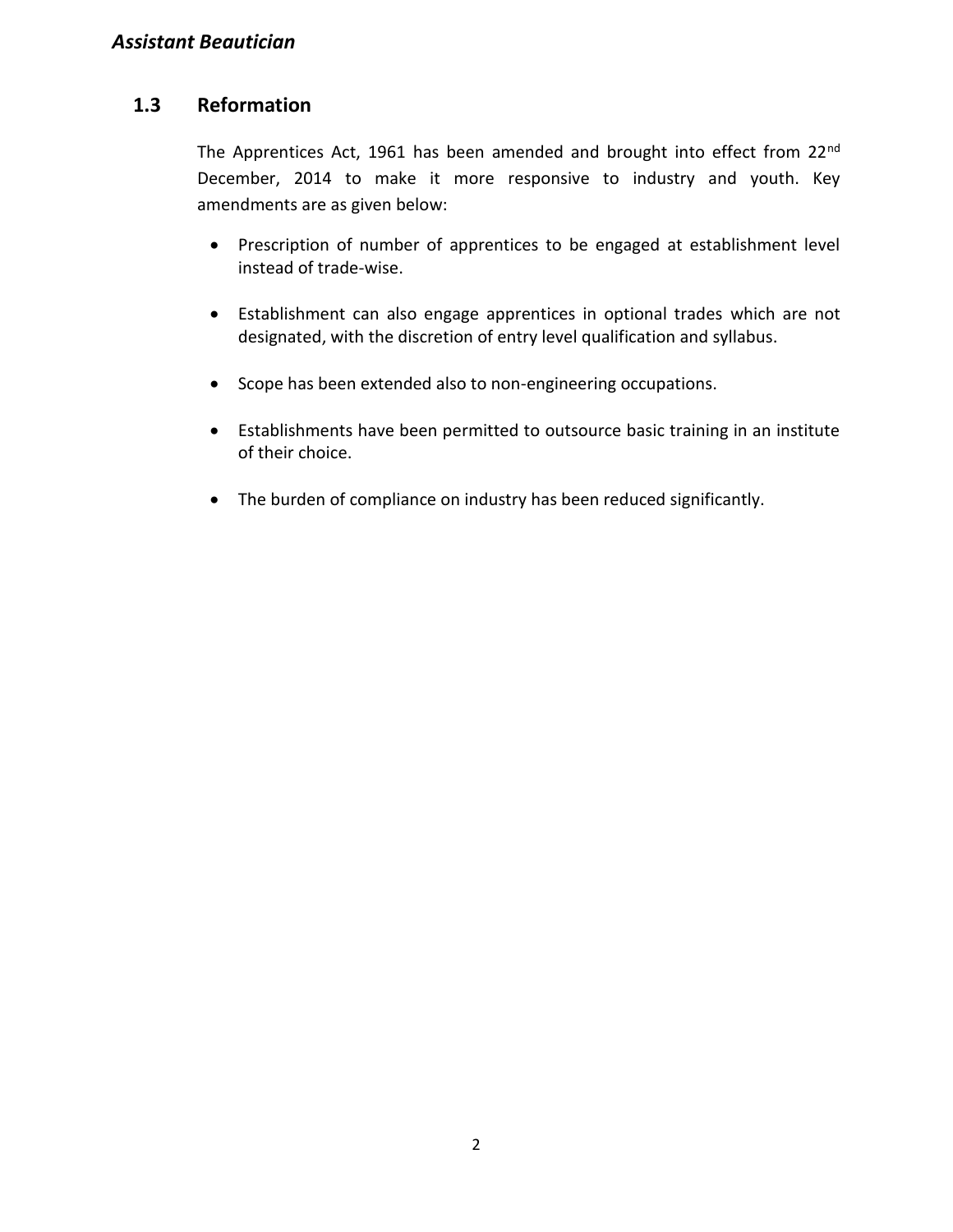## 1.3 Reformation

The Apprentices Act, 1961 has been amended and brought into effect from 22nd December, 2014 to make it more responsive to industry and youth. Key amendments are as given below:

- Prescription of number of apprentices to be engaged at establishment level instead of trade-wise.
- Establishment can also engage apprentices in optional trades which are not designated, with the discretion of entry level qualification and syllabus.
- Scope has been extended also to non-engineering occupations.
- Establishments have been permitted to outsource basic training in an institute of their choice.
- The burden of compliance on industry has been reduced significantly.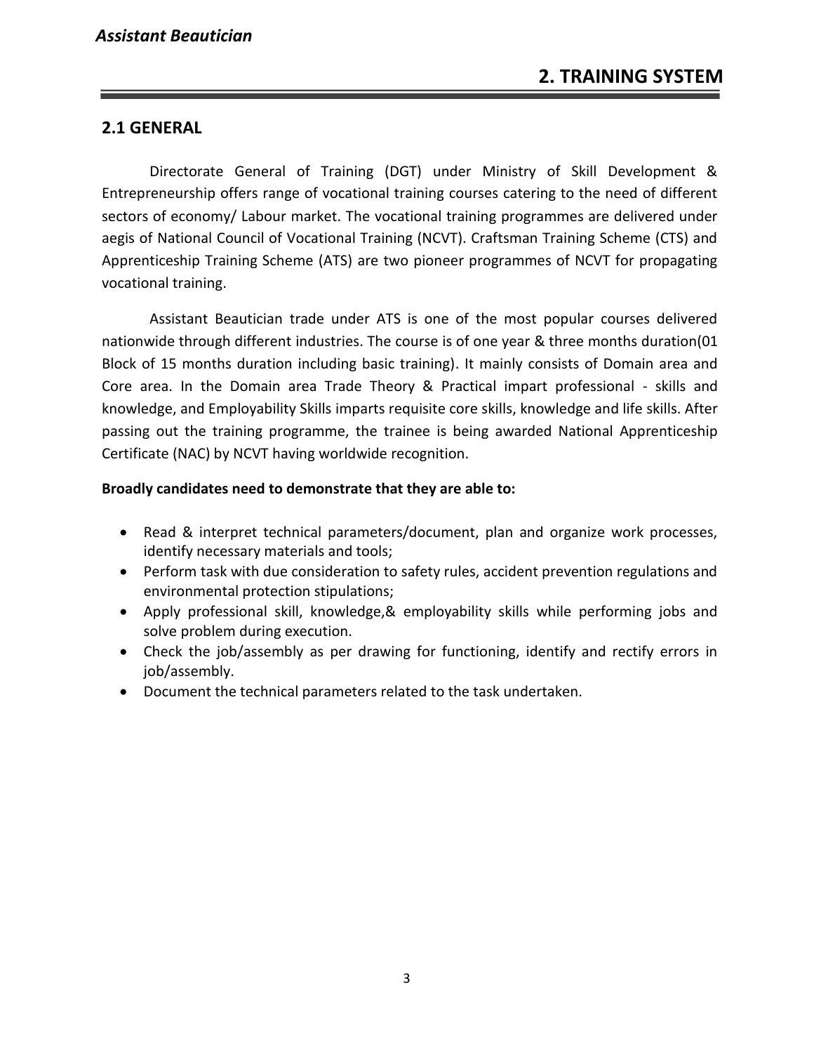# 2. TRAINING SYSTEM

## 2.1 GENERAL

Directorate General of Training (DGT) under Ministry of Skill Development & Entrepreneurship offers range of vocational training courses catering to the need of different sectors of economy/ Labour market. The vocational training programmes are delivered under aegis of National Council of Vocational Training (NCVT). Craftsman Training Scheme (CTS) and Apprenticeship Training Scheme (ATS) are two pioneer programmes of NCVT for propagating vocational training.

Assistant Beautician trade under ATS is one of the most popular courses delivered nationwide through different industries. The course is of one year & three months duration(01 Block of 15 months duration including basic training). It mainly consists of Domain area and Core area. In the Domain area Trade Theory & Practical impart professional - skills and knowledge, and Employability Skills imparts requisite core skills, knowledge and life skills. After passing out the training programme, the trainee is being awarded National Apprenticeship Certificate (NAC) by NCVT having worldwide recognition.

**Broadly candidates need to demonstrate that they are able to:**

- Read & interpret technical parameters/document, plan and organize work processes, identify necessary materials and tools;
- Perform task with due consideration to safety rules, accident prevention regulations and environmental protection stipulations;
- Apply professional skill, knowledge,& employability skills while performing jobs and solve problem during execution.
- Check the job/assembly as per drawing for functioning, identify and rectify errors in job/assembly.
- Document the technical parameters related to the task undertaken.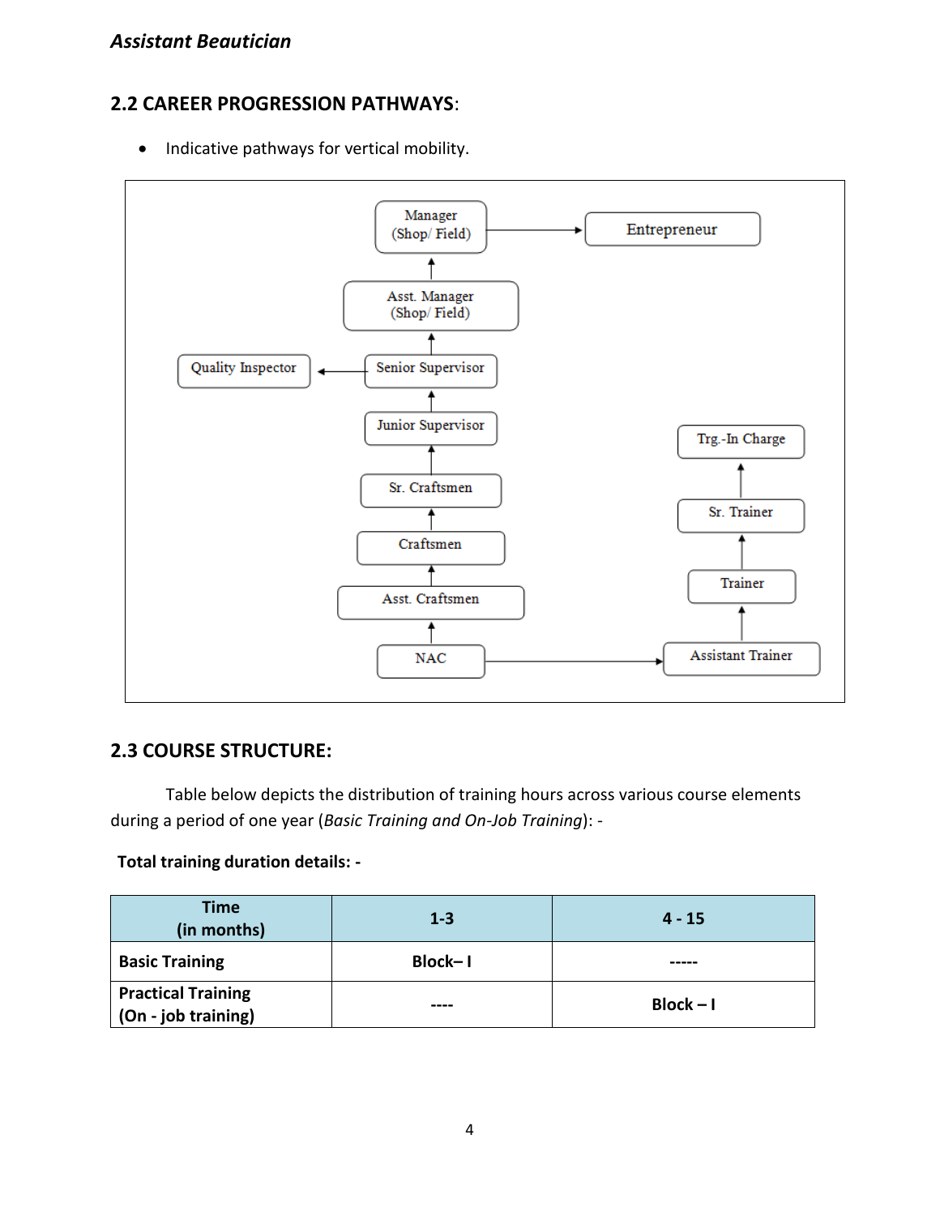## 2.2 CAREER PROGRESSION PATHWAYS:

- Indicative pathways for vertical mobility.

Manager (Shop/ Field) → Entrepreneur

Asst. Manager (Shop/ Field)

Quality Inspector ← Senior Supervisor

Junior Supervisor

Sr. Craftsmen

Craftsmen

Asst. Craftsmen

NAC → Assistant Trainer

Trg.-In Charge

Sr. Trainer

Trainer

Assistant Trainer

## 2.3 COURSE STRUCTURE:

Table below depicts the distribution of training hours across various course elements during a period of one year (*Basic Training and On-Job Training*): -

**Total training duration details: -**

| Time (in months) | 1-3 | 4 - 15 |
|---|---|---|
| **Basic Training** | **Block– I** | ----- |
| **Practical Training (On - job training)** | ---- | **Block – I** |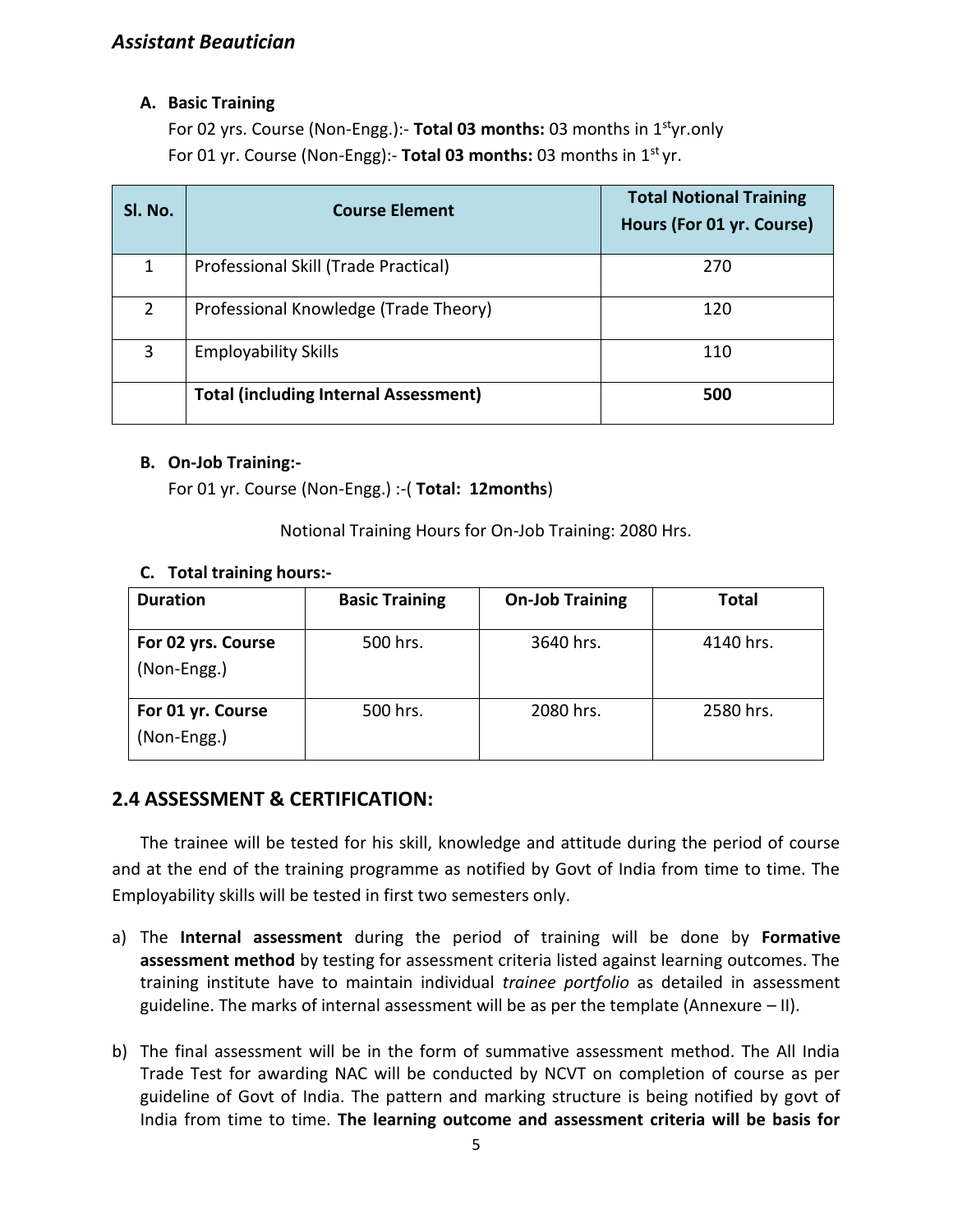### A. Basic Training

For 02 yrs. Course (Non-Engg.):- **Total 03 months:** 03 months in 1st yr.only

For 01 yr. Course (Non-Engg):- **Total 03 months:** 03 months in 1st yr.

| Sl. No. | Course Element | Total Notional Training Hours (For 01 yr. Course) |
|---|---|---|
| 1 | Professional Skill (Trade Practical) | 270 |
| 2 | Professional Knowledge (Trade Theory) | 120 |
| 3 | Employability Skills | 110 |
| | **Total (including Internal Assessment)** | **500** |

### B. On-Job Training:-

For 01 yr. Course (Non-Engg.) :-( **Total: 12months**)

Notional Training Hours for On-Job Training: 2080 Hrs.

### C. Total training hours:-

| Duration | Basic Training | On-Job Training | Total |
|---|---|---|---|
| **For 02 yrs. Course** (Non-Engg.) | 500 hrs. | 3640 hrs. | 4140 hrs. |
| **For 01 yr. Course** (Non-Engg.) | 500 hrs. | 2080 hrs. | 2580 hrs. |

## 2.4 ASSESSMENT & CERTIFICATION:

The trainee will be tested for his skill, knowledge and attitude during the period of course and at the end of the training programme as notified by Govt of India from time to time. The Employability skills will be tested in first two semesters only.

a) The **Internal assessment** during the period of training will be done by **Formative assessment method** by testing for assessment criteria listed against learning outcomes. The training institute have to maintain individual *trainee portfolio* as detailed in assessment guideline. The marks of internal assessment will be as per the template (Annexure – II).

b) The final assessment will be in the form of summative assessment method. The All India Trade Test for awarding NAC will be conducted by NCVT on completion of course as per guideline of Govt of India. The pattern and marking structure is being notified by govt of India from time to time. **The learning outcome and assessment criteria will be basis for**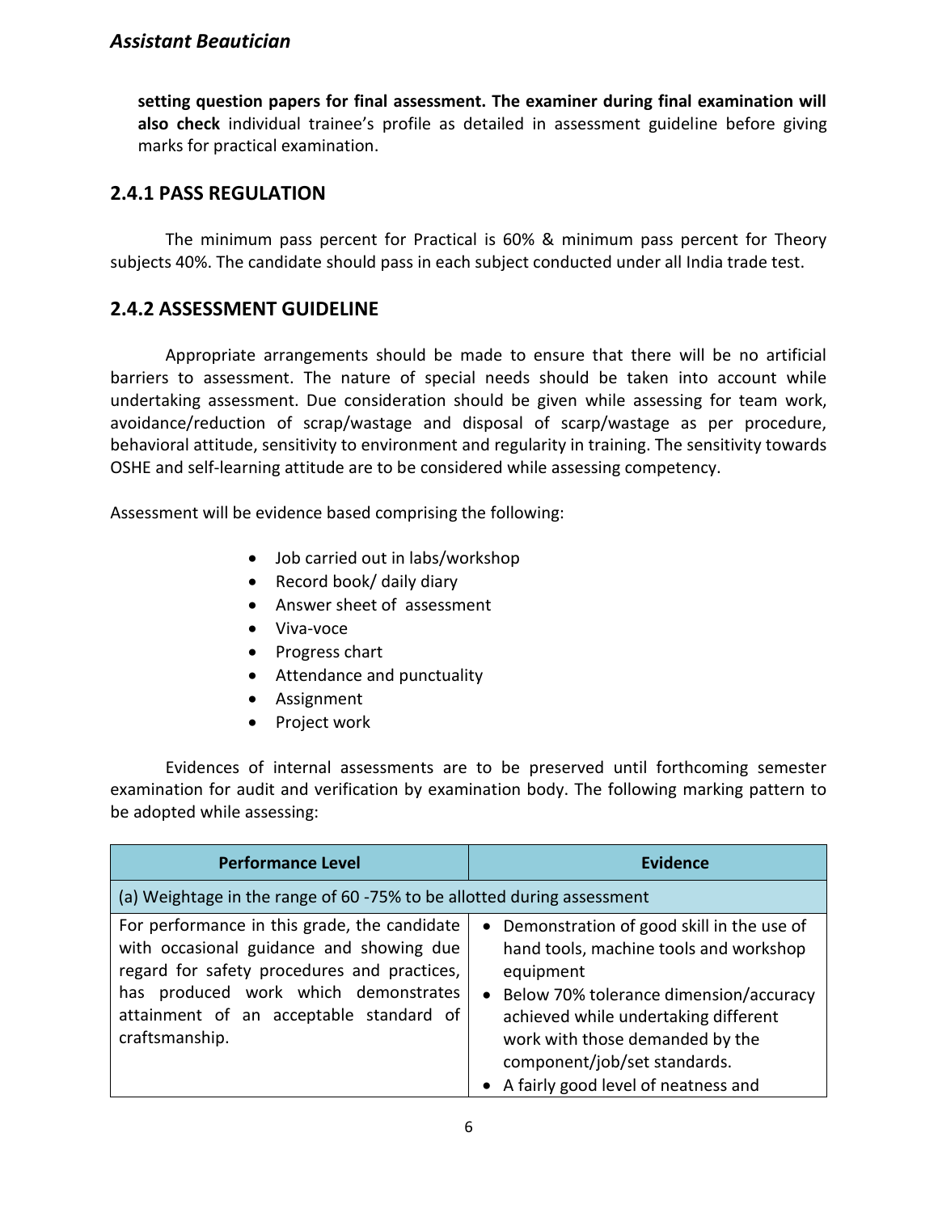**setting question papers for final assessment. The examiner during final examination will also check** individual trainee's profile as detailed in assessment guideline before giving marks for practical examination.

## 2.4.1 PASS REGULATION

The minimum pass percent for Practical is 60% & minimum pass percent for Theory subjects 40%. The candidate should pass in each subject conducted under all India trade test.

## 2.4.2 ASSESSMENT GUIDELINE

Appropriate arrangements should be made to ensure that there will be no artificial barriers to assessment. The nature of special needs should be taken into account while undertaking assessment. Due consideration should be given while assessing for team work, avoidance/reduction of scrap/wastage and disposal of scarp/wastage as per procedure, behavioral attitude, sensitivity to environment and regularity in training. The sensitivity towards OSHE and self-learning attitude are to be considered while assessing competency.

Assessment will be evidence based comprising the following:

- Job carried out in labs/workshop
- Record book/ daily diary
- Answer sheet of assessment
- Viva-voce
- Progress chart
- Attendance and punctuality
- Assignment
- Project work

Evidences of internal assessments are to be preserved until forthcoming semester examination for audit and verification by examination body. The following marking pattern to be adopted while assessing:

| Performance Level | Evidence |
|---|---|
| (a) Weightage in the range of 60 -75% to be allotted during assessment | |
| For performance in this grade, the candidate with occasional guidance and showing due regard for safety procedures and practices, has produced work which demonstrates attainment of an acceptable standard of craftsmanship. | • Demonstration of good skill in the use of hand tools, machine tools and workshop equipment<br>• Below 70% tolerance dimension/accuracy achieved while undertaking different work with those demanded by the component/job/set standards.<br>• A fairly good level of neatness and |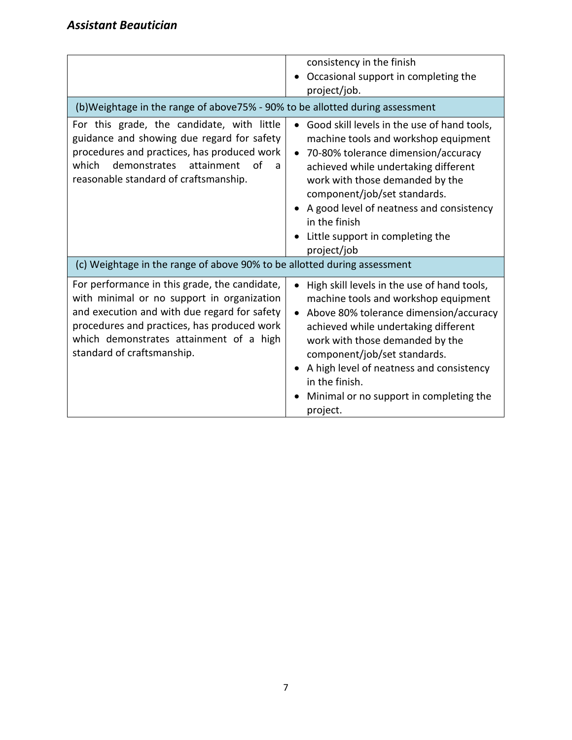| | |
|---|---|
| | consistency in the finish<br>• Occasional support in completing the project/job. |
| (b)Weightage in the range of above75% - 90% to be allotted during assessment | |
| For this grade, the candidate, with little guidance and showing due regard for safety procedures and practices, has produced work which demonstrates attainment of a reasonable standard of craftsmanship. | • Good skill levels in the use of hand tools, machine tools and workshop equipment<br>• 70-80% tolerance dimension/accuracy achieved while undertaking different work with those demanded by the component/job/set standards.<br>• A good level of neatness and consistency in the finish<br>• Little support in completing the project/job |
| (c) Weightage in the range of above 90% to be allotted during assessment | |
| For performance in this grade, the candidate, with minimal or no support in organization and execution and with due regard for safety procedures and practices, has produced work which demonstrates attainment of a high standard of craftsmanship. | • High skill levels in the use of hand tools, machine tools and workshop equipment<br>• Above 80% tolerance dimension/accuracy achieved while undertaking different work with those demanded by the component/job/set standards.<br>• A high level of neatness and consistency in the finish.<br>• Minimal or no support in completing the project. |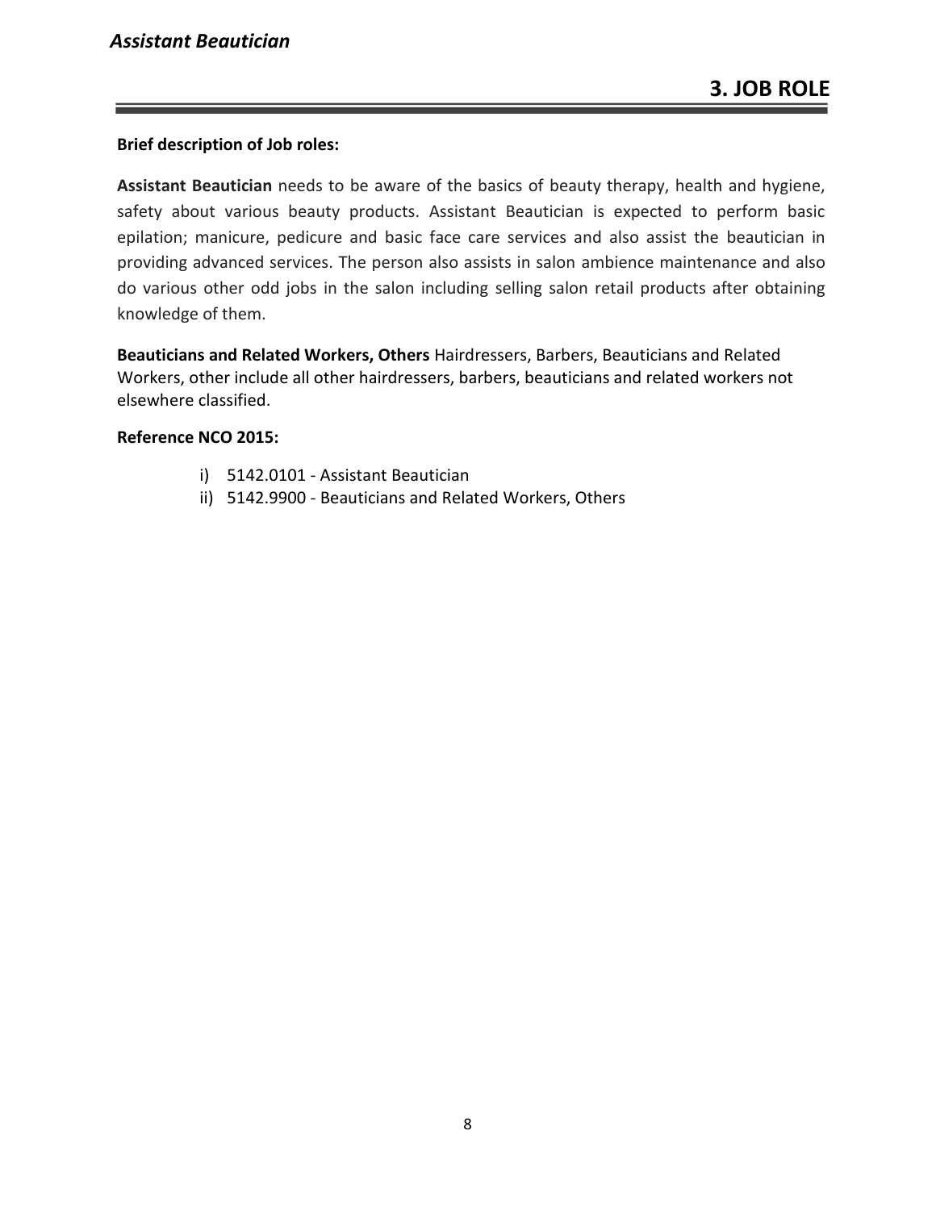# 3. JOB ROLE

**Brief description of Job roles:**

**Assistant Beautician** needs to be aware of the basics of beauty therapy, health and hygiene, safety about various beauty products. Assistant Beautician is expected to perform basic epilation; manicure, pedicure and basic face care services and also assist the beautician in providing advanced services. The person also assists in salon ambience maintenance and also do various other odd jobs in the salon including selling salon retail products after obtaining knowledge of them.

**Beauticians and Related Workers, Others** Hairdressers, Barbers, Beauticians and Related Workers, other include all other hairdressers, barbers, beauticians and related workers not elsewhere classified.

**Reference NCO 2015:**

i) 5142.0101 - Assistant Beautician
ii) 5142.9900 - Beauticians and Related Workers, Others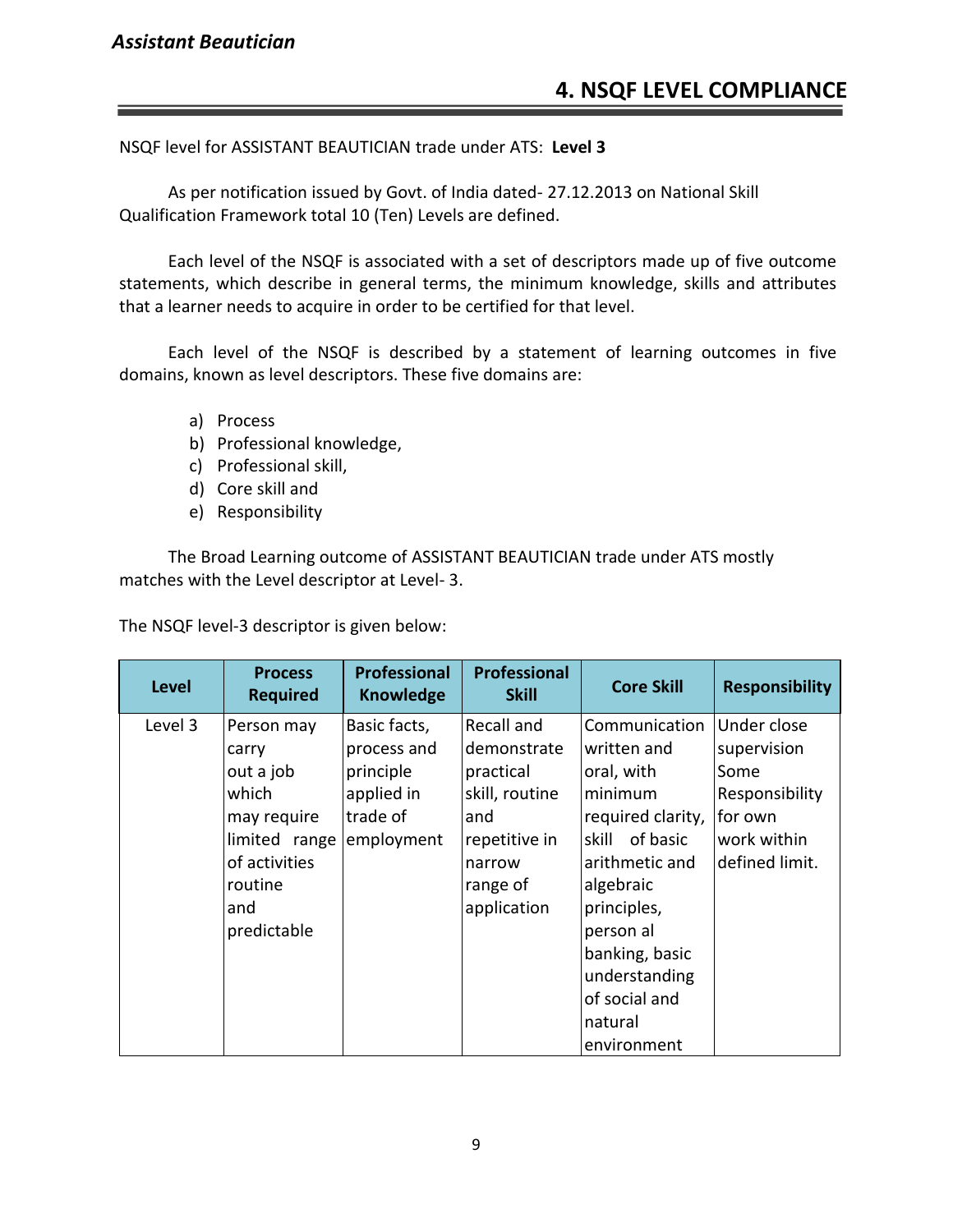# 4. NSQF LEVEL COMPLIANCE

NSQF level for ASSISTANT BEAUTICIAN trade under ATS: **Level 3**

As per notification issued by Govt. of India dated- 27.12.2013 on National Skill Qualification Framework total 10 (Ten) Levels are defined.

Each level of the NSQF is associated with a set of descriptors made up of five outcome statements, which describe in general terms, the minimum knowledge, skills and attributes that a learner needs to acquire in order to be certified for that level.

Each level of the NSQF is described by a statement of learning outcomes in five domains, known as level descriptors. These five domains are:

a) Process
b) Professional knowledge,
c) Professional skill,
d) Core skill and
e) Responsibility

The Broad Learning outcome of ASSISTANT BEAUTICIAN trade under ATS mostly matches with the Level descriptor at Level- 3.

The NSQF level-3 descriptor is given below:

| Level | Process Required | Professional Knowledge | Professional Skill | Core Skill | Responsibility |
|---|---|---|---|---|---|
| Level 3 | Person may carry out a job which may require limited range of activities routine and predictable | Basic facts, process and principle applied in trade of employment | Recall and demonstrate practical skill, routine and repetitive in narrow range of application | Communication written and oral, with minimum required clarity, skill of basic arithmetic and algebraic principles, person al banking, basic understanding of social and natural environment | Under close supervision Some Responsibility for own work within defined limit. |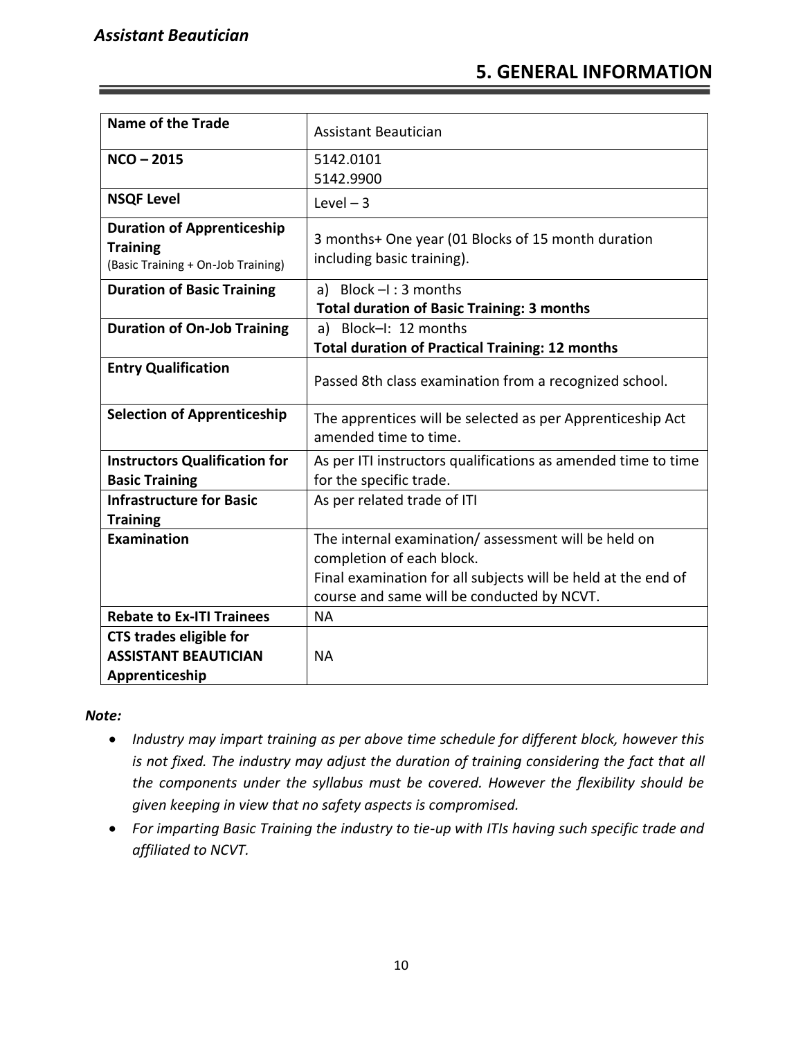# 5. GENERAL INFORMATION

| Name of the Trade | Assistant Beautician |
|---|---|
| **NCO – 2015** | 5142.0101<br>5142.9900 |
| **NSQF Level** | Level – 3 |
| **Duration of Apprenticeship Training** (Basic Training + On-Job Training) | 3 months+ One year (01 Blocks of 15 month duration including basic training). |
| **Duration of Basic Training** | a) Block –I : 3 months<br>**Total duration of Basic Training: 3 months** |
| **Duration of On-Job Training** | a) Block–I: 12 months<br>**Total duration of Practical Training: 12 months** |
| **Entry Qualification** | Passed 8th class examination from a recognized school. |
| **Selection of Apprenticeship** | The apprentices will be selected as per Apprenticeship Act amended time to time. |
| **Instructors Qualification for Basic Training** | As per ITI instructors qualifications as amended time to time for the specific trade. |
| **Infrastructure for Basic Training** | As per related trade of ITI |
| **Examination** | The internal examination/ assessment will be held on completion of each block.<br>Final examination for all subjects will be held at the end of course and same will be conducted by NCVT. |
| **Rebate to Ex-ITI Trainees** | NA |
| **CTS trades eligible for ASSISTANT BEAUTICIAN Apprenticeship** | NA |

***Note:***

- *Industry may impart training as per above time schedule for different block, however this is not fixed. The industry may adjust the duration of training considering the fact that all the components under the syllabus must be covered. However the flexibility should be given keeping in view that no safety aspects is compromised.*
- *For imparting Basic Training the industry to tie-up with ITIs having such specific trade and affiliated to NCVT.*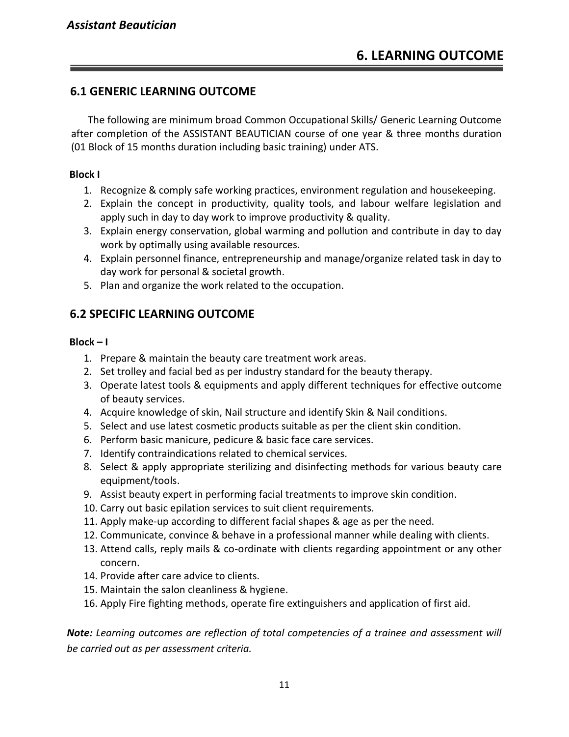# 6. LEARNING OUTCOME

## 6.1 GENERIC LEARNING OUTCOME

The following are minimum broad Common Occupational Skills/ Generic Learning Outcome after completion of the ASSISTANT BEAUTICIAN course of one year & three months duration (01 Block of 15 months duration including basic training) under ATS.

**Block I**

1. Recognize & comply safe working practices, environment regulation and housekeeping.
2. Explain the concept in productivity, quality tools, and labour welfare legislation and apply such in day to day work to improve productivity & quality.
3. Explain energy conservation, global warming and pollution and contribute in day to day work by optimally using available resources.
4. Explain personnel finance, entrepreneurship and manage/organize related task in day to day work for personal & societal growth.
5. Plan and organize the work related to the occupation.

## 6.2 SPECIFIC LEARNING OUTCOME

**Block – I**

1. Prepare & maintain the beauty care treatment work areas.
2. Set trolley and facial bed as per industry standard for the beauty therapy.
3. Operate latest tools & equipments and apply different techniques for effective outcome of beauty services.
4. Acquire knowledge of skin, Nail structure and identify Skin & Nail conditions.
5. Select and use latest cosmetic products suitable as per the client skin condition.
6. Perform basic manicure, pedicure & basic face care services.
7. Identify contraindications related to chemical services.
8. Select & apply appropriate sterilizing and disinfecting methods for various beauty care equipment/tools.
9. Assist beauty expert in performing facial treatments to improve skin condition.
10. Carry out basic epilation services to suit client requirements.
11. Apply make-up according to different facial shapes & age as per the need.
12. Communicate, convince & behave in a professional manner while dealing with clients.
13. Attend calls, reply mails & co-ordinate with clients regarding appointment or any other concern.
14. Provide after care advice to clients.
15. Maintain the salon cleanliness & hygiene.
16. Apply Fire fighting methods, operate fire extinguishers and application of first aid.

***Note:*** *Learning outcomes are reflection of total competencies of a trainee and assessment will be carried out as per assessment criteria.*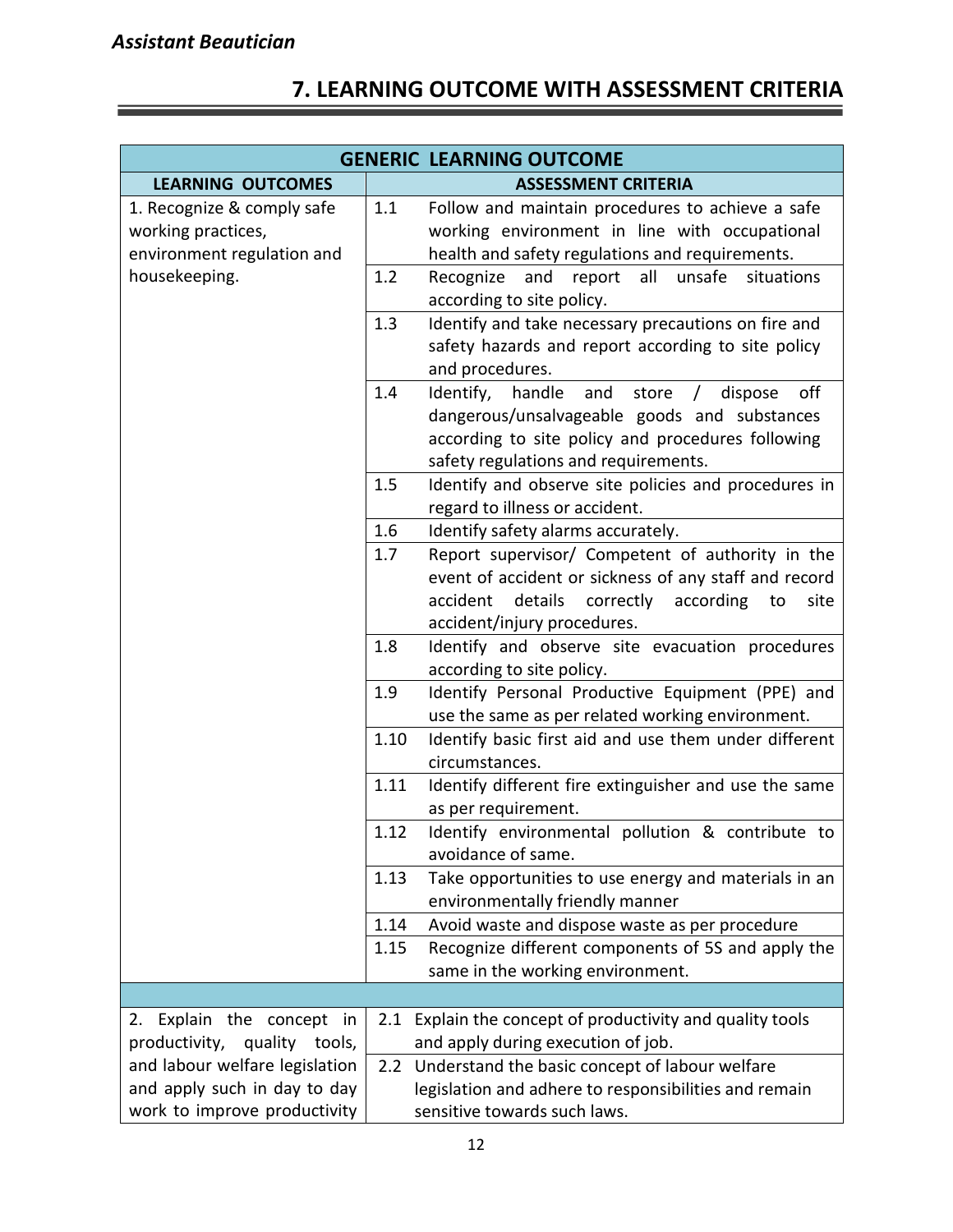# 7. LEARNING OUTCOME WITH ASSESSMENT CRITERIA

| GENERIC LEARNING OUTCOME | | |
|---|---|---|
| **LEARNING OUTCOMES** | **ASSESSMENT CRITERIA** | |
| 1. Recognize & comply safe working practices, environment regulation and housekeeping. | 1.1 | Follow and maintain procedures to achieve a safe working environment in line with occupational health and safety regulations and requirements. |
| | 1.2 | Recognize and report all unsafe situations according to site policy. |
| | 1.3 | Identify and take necessary precautions on fire and safety hazards and report according to site policy and procedures. |
| | 1.4 | Identify, handle and store / dispose off dangerous/unsalvageable goods and substances according to site policy and procedures following safety regulations and requirements. |
| | 1.5 | Identify and observe site policies and procedures in regard to illness or accident. |
| | 1.6 | Identify safety alarms accurately. |
| | 1.7 | Report supervisor/ Competent of authority in the event of accident or sickness of any staff and record accident details correctly according to site accident/injury procedures. |
| | 1.8 | Identify and observe site evacuation procedures according to site policy. |
| | 1.9 | Identify Personal Productive Equipment (PPE) and use the same as per related working environment. |
| | 1.10 | Identify basic first aid and use them under different circumstances. |
| | 1.11 | Identify different fire extinguisher and use the same as per requirement. |
| | 1.12 | Identify environmental pollution & contribute to avoidance of same. |
| | 1.13 | Take opportunities to use energy and materials in an environmentally friendly manner |
| | 1.14 | Avoid waste and dispose waste as per procedure |
| | 1.15 | Recognize different components of 5S and apply the same in the working environment. |
| | | |
| 2. Explain the concept in productivity, quality tools, and labour welfare legislation and apply such in day to day work to improve productivity | 2.1 | Explain the concept of productivity and quality tools and apply during execution of job. |
| | 2.2 | Understand the basic concept of labour welfare legislation and adhere to responsibilities and remain sensitive towards such laws. |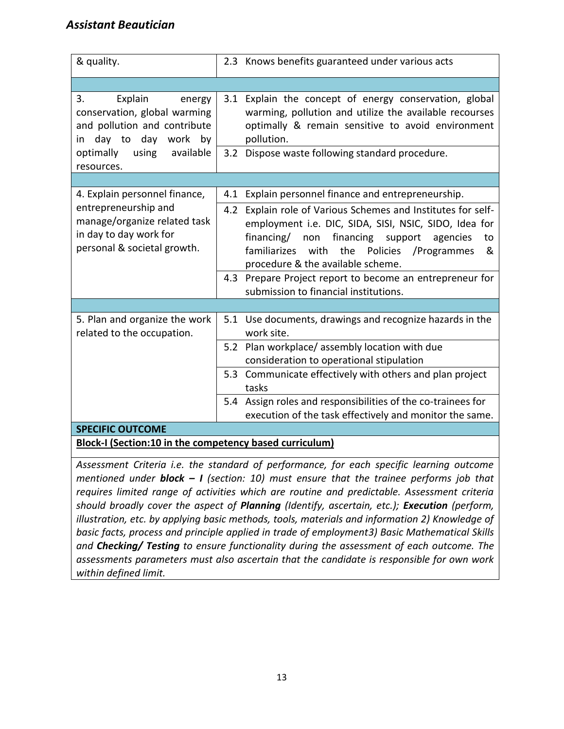| | |
|---|---|
| & quality. | 2.3 Knows benefits guaranteed under various acts |
| | |
| 3. Explain energy conservation, global warming and pollution and contribute in day to day work by optimally using available resources. | 3.1 Explain the concept of energy conservation, global warming, pollution and utilize the available recourses optimally & remain sensitive to avoid environment pollution. |
| | 3.2 Dispose waste following standard procedure. |
| | |
| 4. Explain personnel finance, entrepreneurship and manage/organize related task in day to day work for personal & societal growth. | 4.1 Explain personnel finance and entrepreneurship. |
| | 4.2 Explain role of Various Schemes and Institutes for self-employment i.e. DIC, SIDA, SISI, NSIC, SIDO, Idea for financing/ non financing support agencies to familiarizes with the Policies /Programmes & procedure & the available scheme. |
| | 4.3 Prepare Project report to become an entrepreneur for submission to financial institutions. |
| | |
| 5. Plan and organize the work related to the occupation. | 5.1 Use documents, drawings and recognize hazards in the work site. |
| | 5.2 Plan workplace/ assembly location with due consideration to operational stipulation |
| | 5.3 Communicate effectively with others and plan project tasks |
| | 5.4 Assign roles and responsibilities of the co-trainees for execution of the task effectively and monitor the same. |

**SPECIFIC OUTCOME**

**Block-I (Section:10 in the competency based curriculum)**

*Assessment Criteria i.e. the standard of performance, for each specific learning outcome mentioned under **block – I** (section: 10) must ensure that the trainee performs job that requires limited range of activities which are routine and predictable. Assessment criteria should broadly cover the aspect of **Planning** (Identify, ascertain, etc.); **Execution** (perform, illustration, etc. by applying basic methods, tools, materials and information 2) Knowledge of basic facts, process and principle applied in trade of employment3) Basic Mathematical Skills and **Checking/ Testing** to ensure functionality during the assessment of each outcome. The assessments parameters must also ascertain that the candidate is responsible for own work within defined limit.*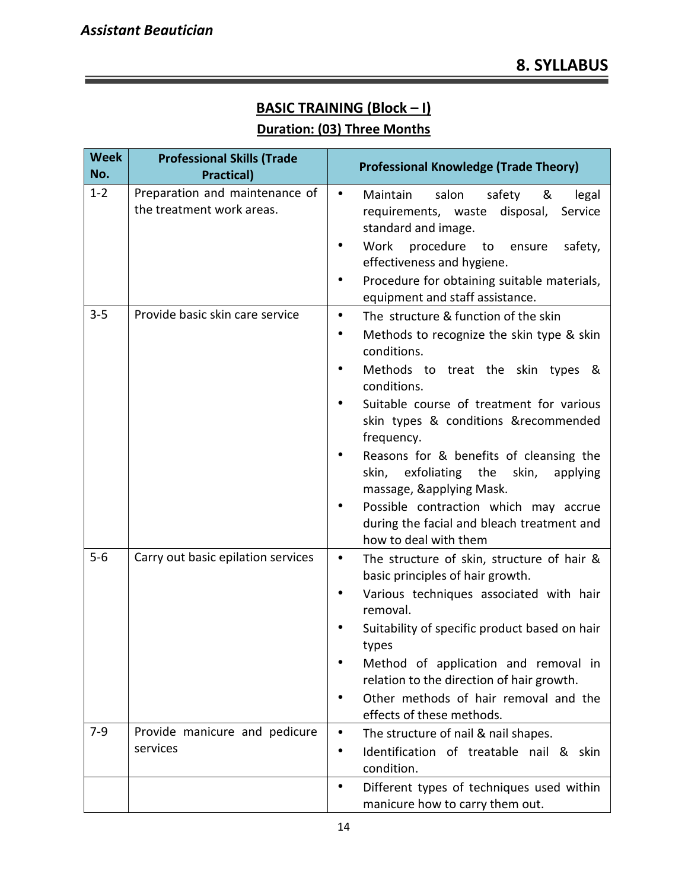## 8. SYLLABUS

### BASIC TRAINING (Block – I)

**Duration: (03) Three Months**

| Week No. | Professional Skills (Trade Practical) | Professional Knowledge (Trade Theory) |
|---|---|---|
| 1-2 | Preparation and maintenance of the treatment work areas. | • Maintain salon safety & legal requirements, waste disposal, Service standard and image.<br>• Work procedure to ensure safety, effectiveness and hygiene.<br>• Procedure for obtaining suitable materials, equipment and staff assistance. |
| 3-5 | Provide basic skin care service | • The structure & function of the skin<br>• Methods to recognize the skin type & skin conditions.<br>• Methods to treat the skin types & conditions.<br>• Suitable course of treatment for various skin types & conditions &recommended frequency.<br>• Reasons for & benefits of cleansing the skin, exfoliating the skin, applying massage, &applying Mask.<br>• Possible contraction which may accrue during the facial and bleach treatment and how to deal with them |
| 5-6 | Carry out basic epilation services | • The structure of skin, structure of hair & basic principles of hair growth.<br>• Various techniques associated with hair removal.<br>• Suitability of specific product based on hair types<br>• Method of application and removal in relation to the direction of hair growth.<br>• Other methods of hair removal and the effects of these methods. |
| 7-9 | Provide manicure and pedicure services | • The structure of nail & nail shapes.<br>• Identification of treatable nail & skin condition. |
| | | • Different types of techniques used within manicure how to carry them out. |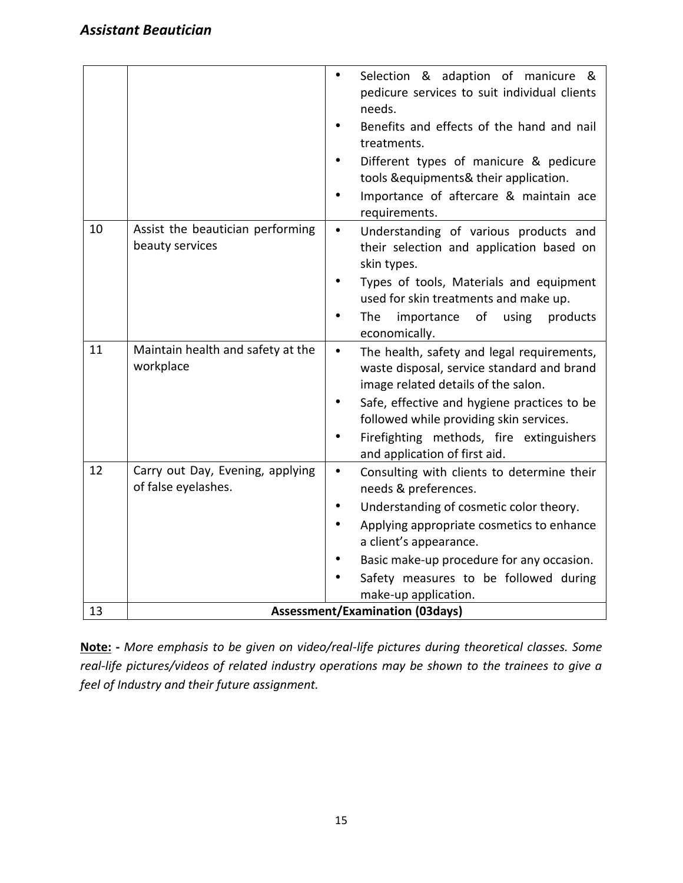| | | |
|---|---|---|
| | | • Selection & adaption of manicure & pedicure services to suit individual clients needs.<br>• Benefits and effects of the hand and nail treatments.<br>• Different types of manicure & pedicure tools &equipments& their application.<br>• Importance of aftercare & maintain ace requirements. |
| 10 | Assist the beautician performing beauty services | • Understanding of various products and their selection and application based on skin types.<br>• Types of tools, Materials and equipment used for skin treatments and make up.<br>• The importance of using products economically. |
| 11 | Maintain health and safety at the workplace | • The health, safety and legal requirements, waste disposal, service standard and brand image related details of the salon.<br>• Safe, effective and hygiene practices to be followed while providing skin services.<br>• Firefighting methods, fire extinguishers and application of first aid. |
| 12 | Carry out Day, Evening, applying of false eyelashes. | • Consulting with clients to determine their needs & preferences.<br>• Understanding of cosmetic color theory.<br>• Applying appropriate cosmetics to enhance a client's appearance.<br>• Basic make-up procedure for any occasion.<br>• Safety measures to be followed during make-up application. |
| 13 | **Assessment/Examination (03days)** | |

**Note: -** *More emphasis to be given on video/real-life pictures during theoretical classes. Some real-life pictures/videos of related industry operations may be shown to the trainees to give a feel of Industry and their future assignment.*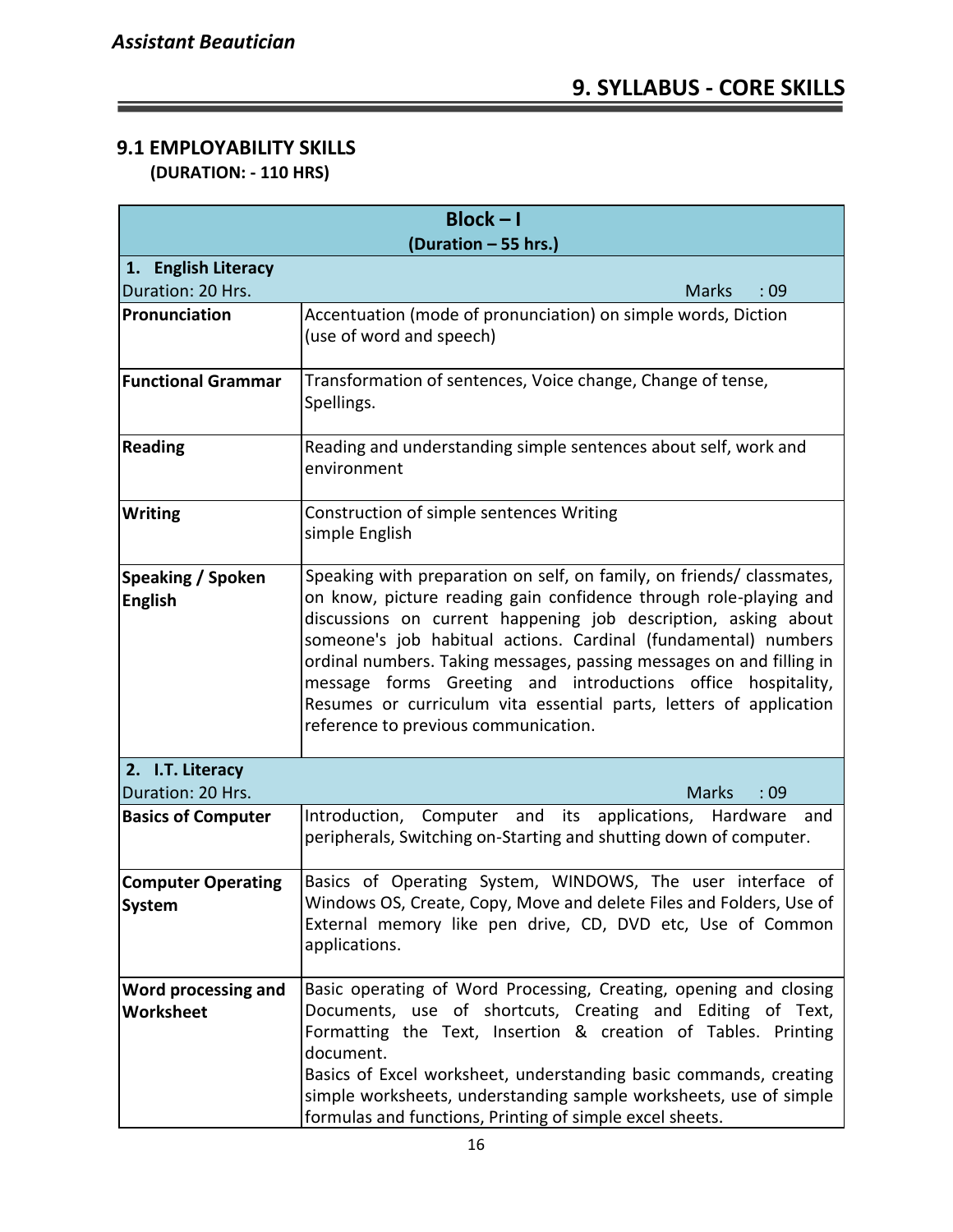## 9. SYLLABUS - CORE SKILLS

### 9.1 EMPLOYABILITY SKILLS

**(DURATION: - 110 HRS)**

| **Block – I (Duration – 55 hrs.)** | |
|---|---|
| **1. English Literacy** Duration: 20 Hrs. | Marks : 09 |
| **Pronunciation** | Accentuation (mode of pronunciation) on simple words, Diction (use of word and speech) |
| **Functional Grammar** | Transformation of sentences, Voice change, Change of tense, Spellings. |
| **Reading** | Reading and understanding simple sentences about self, work and environment |
| **Writing** | Construction of simple sentences Writing simple English |
| **Speaking / Spoken English** | Speaking with preparation on self, on family, on friends/ classmates, on know, picture reading gain confidence through role-playing and discussions on current happening job description, asking about someone's job habitual actions. Cardinal (fundamental) numbers ordinal numbers. Taking messages, passing messages on and filling in message forms Greeting and introductions office hospitality, Resumes or curriculum vita essential parts, letters of application reference to previous communication. |
| **2. I.T. Literacy** Duration: 20 Hrs. | Marks : 09 |
| **Basics of Computer** | Introduction, Computer and its applications, Hardware and peripherals, Switching on-Starting and shutting down of computer. |
| **Computer Operating System** | Basics of Operating System, WINDOWS, The user interface of Windows OS, Create, Copy, Move and delete Files and Folders, Use of External memory like pen drive, CD, DVD etc, Use of Common applications. |
| **Word processing and Worksheet** | Basic operating of Word Processing, Creating, opening and closing Documents, use of shortcuts, Creating and Editing of Text, Formatting the Text, Insertion & creation of Tables. Printing document.<br>Basics of Excel worksheet, understanding basic commands, creating simple worksheets, understanding sample worksheets, use of simple formulas and functions, Printing of simple excel sheets. |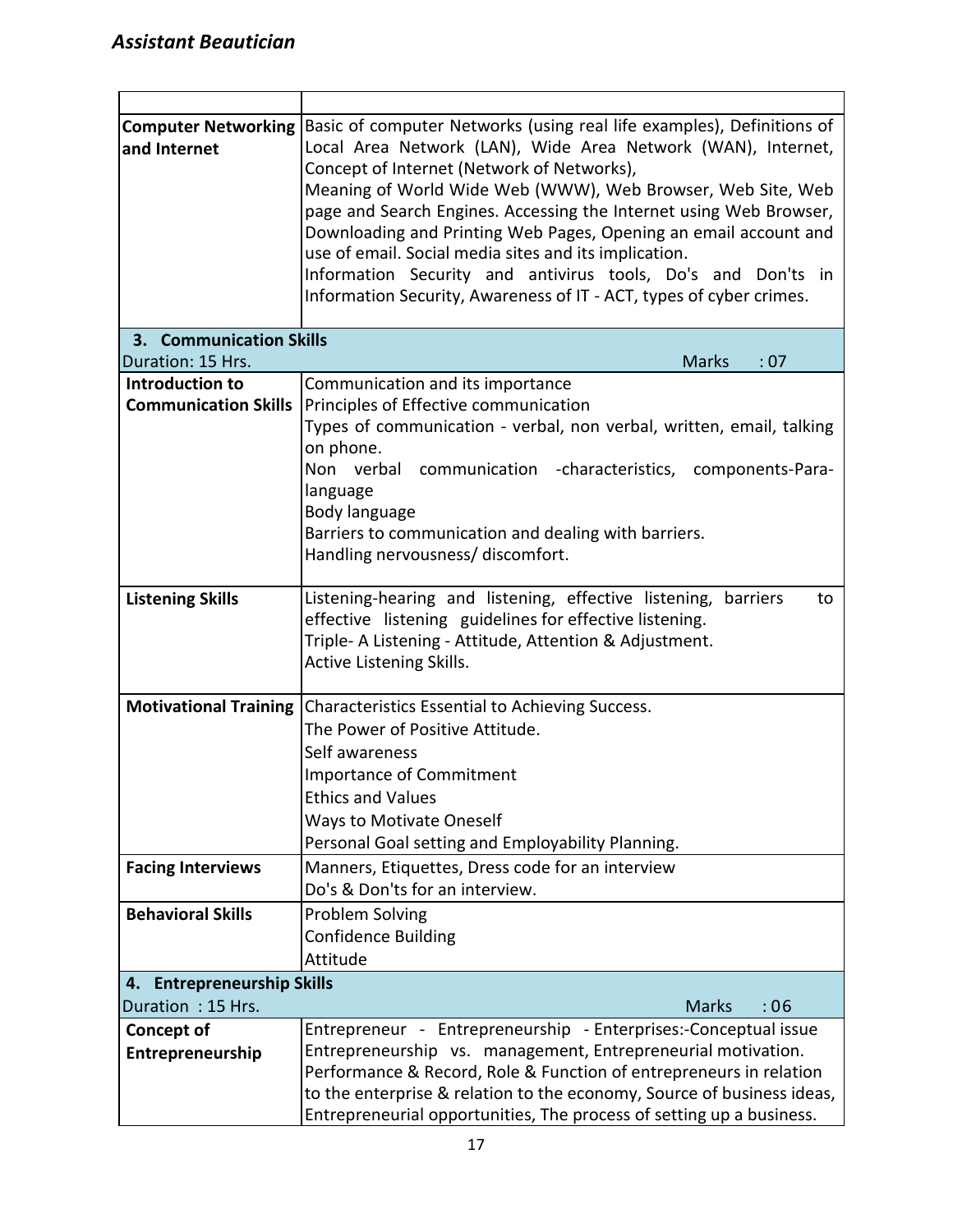| | |
|---|---|
| **Computer Networking and Internet** | Basic of computer Networks (using real life examples), Definitions of Local Area Network (LAN), Wide Area Network (WAN), Internet, Concept of Internet (Network of Networks),<br>Meaning of World Wide Web (WWW), Web Browser, Web Site, Web page and Search Engines. Accessing the Internet using Web Browser, Downloading and Printing Web Pages, Opening an email account and use of email. Social media sites and its implication.<br>Information Security and antivirus tools, Do's and Don'ts in Information Security, Awareness of IT - ACT, types of cyber crimes. |
| **3. Communication Skills**<br>Duration: 15 Hrs. | Marks : 07 |
| **Introduction to Communication Skills** | Communication and its importance<br>Principles of Effective communication<br>Types of communication - verbal, non verbal, written, email, talking on phone.<br>Non verbal communication -characteristics, components-Para-language<br>Body language<br>Barriers to communication and dealing with barriers.<br>Handling nervousness/ discomfort. |
| **Listening Skills** | Listening-hearing and listening, effective listening, barriers to effective listening guidelines for effective listening.<br>Triple- A Listening - Attitude, Attention & Adjustment.<br>Active Listening Skills. |
| **Motivational Training** | Characteristics Essential to Achieving Success.<br>The Power of Positive Attitude.<br>Self awareness<br>Importance of Commitment<br>Ethics and Values<br>Ways to Motivate Oneself<br>Personal Goal setting and Employability Planning. |
| **Facing Interviews** | Manners, Etiquettes, Dress code for an interview<br>Do's & Don'ts for an interview. |
| **Behavioral Skills** | Problem Solving<br>Confidence Building<br>Attitude |
| **4. Entrepreneurship Skills**<br>Duration : 15 Hrs. | Marks : 06 |
| **Concept of Entrepreneurship** | Entrepreneur - Entrepreneurship - Enterprises:-Conceptual issue Entrepreneurship vs. management, Entrepreneurial motivation. Performance & Record, Role & Function of entrepreneurs in relation to the enterprise & relation to the economy, Source of business ideas, Entrepreneurial opportunities, The process of setting up a business. |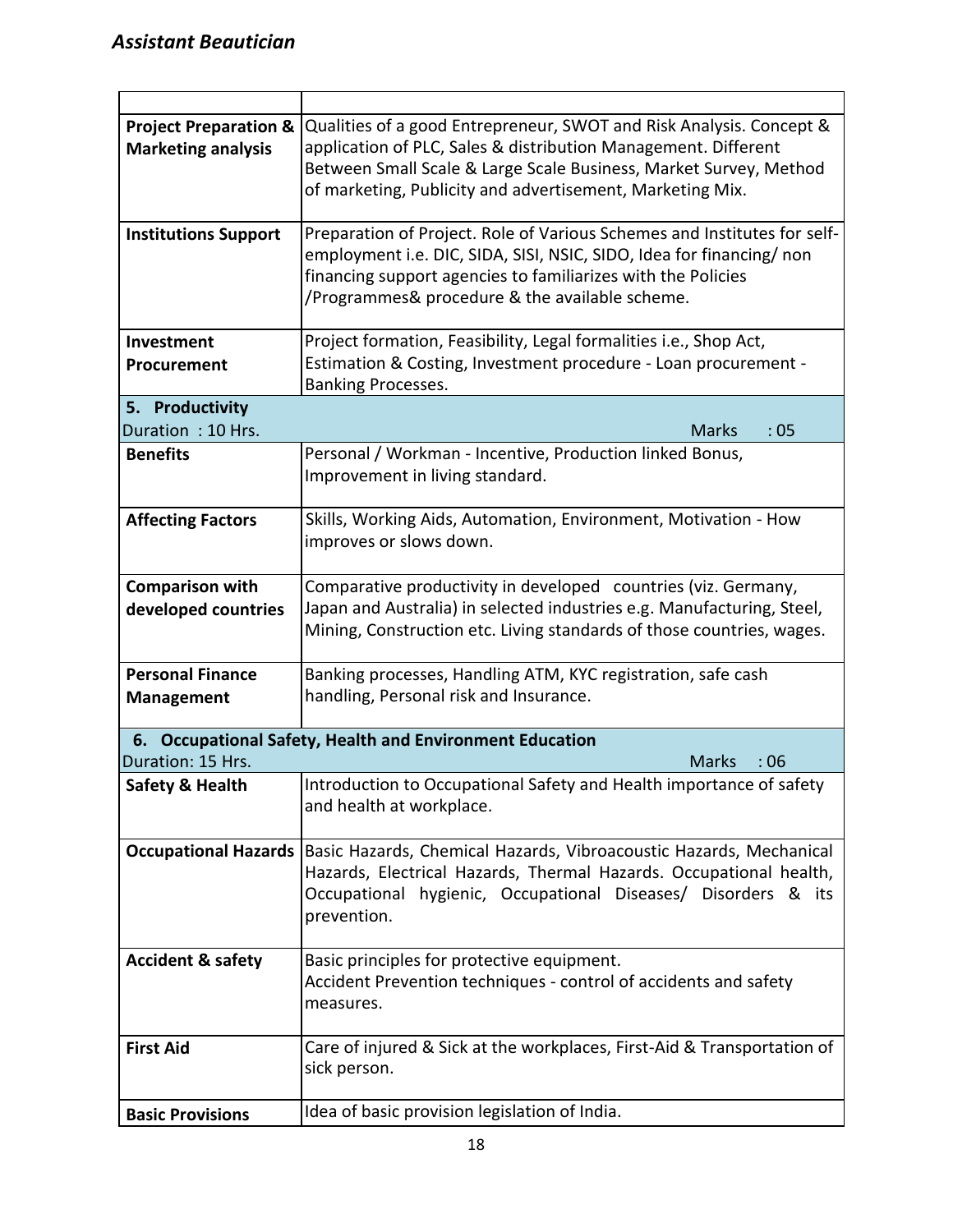| | |
|---|---|
| **Project Preparation & Marketing analysis** | Qualities of a good Entrepreneur, SWOT and Risk Analysis. Concept & application of PLC, Sales & distribution Management. Different Between Small Scale & Large Scale Business, Market Survey, Method of marketing, Publicity and advertisement, Marketing Mix. |
| **Institutions Support** | Preparation of Project. Role of Various Schemes and Institutes for self-employment i.e. DIC, SIDA, SISI, NSIC, SIDO, Idea for financing/ non financing support agencies to familiarizes with the Policies /Programmes& procedure & the available scheme. |
| **Investment Procurement** | Project formation, Feasibility, Legal formalities i.e., Shop Act, Estimation & Costing, Investment procedure - Loan procurement - Banking Processes. |
| **5. Productivity** Duration : 10 Hrs. | Marks : 05 |
| **Benefits** | Personal / Workman - Incentive, Production linked Bonus, Improvement in living standard. |
| **Affecting Factors** | Skills, Working Aids, Automation, Environment, Motivation - How improves or slows down. |
| **Comparison with developed countries** | Comparative productivity in developed countries (viz. Germany, Japan and Australia) in selected industries e.g. Manufacturing, Steel, Mining, Construction etc. Living standards of those countries, wages. |
| **Personal Finance Management** | Banking processes, Handling ATM, KYC registration, safe cash handling, Personal risk and Insurance. |
| **6. Occupational Safety, Health and Environment Education** Duration: 15 Hrs. | Marks : 06 |
| **Safety & Health** | Introduction to Occupational Safety and Health importance of safety and health at workplace. |
| **Occupational Hazards** | Basic Hazards, Chemical Hazards, Vibroacoustic Hazards, Mechanical Hazards, Electrical Hazards, Thermal Hazards. Occupational health, Occupational hygienic, Occupational Diseases/ Disorders & its prevention. |
| **Accident & safety** | Basic principles for protective equipment. Accident Prevention techniques - control of accidents and safety measures. |
| **First Aid** | Care of injured & Sick at the workplaces, First-Aid & Transportation of sick person. |
| **Basic Provisions** | Idea of basic provision legislation of India. |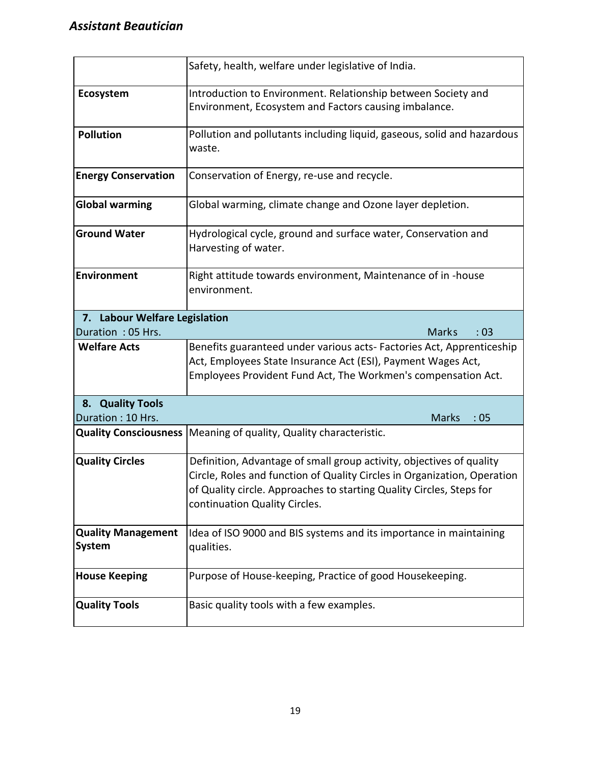| | |
|---|---|
| | Safety, health, welfare under legislative of India. |
| **Ecosystem** | Introduction to Environment. Relationship between Society and Environment, Ecosystem and Factors causing imbalance. |
| **Pollution** | Pollution and pollutants including liquid, gaseous, solid and hazardous waste. |
| **Energy Conservation** | Conservation of Energy, re-use and recycle. |
| **Global warming** | Global warming, climate change and Ozone layer depletion. |
| **Ground Water** | Hydrological cycle, ground and surface water, Conservation and Harvesting of water. |
| **Environment** | Right attitude towards environment, Maintenance of in -house environment. |
| **7. Labour Welfare Legislation** <br> Duration : 05 Hrs. | Marks : 03 |
| **Welfare Acts** | Benefits guaranteed under various acts- Factories Act, Apprenticeship Act, Employees State Insurance Act (ESI), Payment Wages Act, Employees Provident Fund Act, The Workmen's compensation Act. |
| **8. Quality Tools** <br> Duration : 10 Hrs. | Marks : 05 |
| **Quality Consciousness** | Meaning of quality, Quality characteristic. |
| **Quality Circles** | Definition, Advantage of small group activity, objectives of quality Circle, Roles and function of Quality Circles in Organization, Operation of Quality circle. Approaches to starting Quality Circles, Steps for continuation Quality Circles. |
| **Quality Management System** | Idea of ISO 9000 and BIS systems and its importance in maintaining qualities. |
| **House Keeping** | Purpose of House-keeping, Practice of good Housekeeping. |
| **Quality Tools** | Basic quality tools with a few examples. |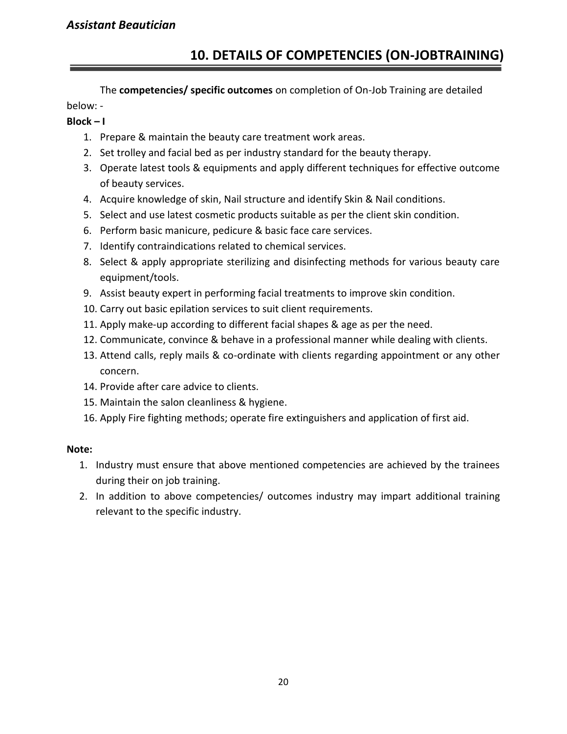## 10. DETAILS OF COMPETENCIES (ON-JOBTRAINING)

The **competencies/ specific outcomes** on completion of On-Job Training are detailed below: -

**Block – I**

1. Prepare & maintain the beauty care treatment work areas.
2. Set trolley and facial bed as per industry standard for the beauty therapy.
3. Operate latest tools & equipments and apply different techniques for effective outcome of beauty services.
4. Acquire knowledge of skin, Nail structure and identify Skin & Nail conditions.
5. Select and use latest cosmetic products suitable as per the client skin condition.
6. Perform basic manicure, pedicure & basic face care services.
7. Identify contraindications related to chemical services.
8. Select & apply appropriate sterilizing and disinfecting methods for various beauty care equipment/tools.
9. Assist beauty expert in performing facial treatments to improve skin condition.
10. Carry out basic epilation services to suit client requirements.
11. Apply make-up according to different facial shapes & age as per the need.
12. Communicate, convince & behave in a professional manner while dealing with clients.
13. Attend calls, reply mails & co-ordinate with clients regarding appointment or any other concern.
14. Provide after care advice to clients.
15. Maintain the salon cleanliness & hygiene.
16. Apply Fire fighting methods; operate fire extinguishers and application of first aid.

**Note:**

1. Industry must ensure that above mentioned competencies are achieved by the trainees during their on job training.
2. In addition to above competencies/ outcomes industry may impart additional training relevant to the specific industry.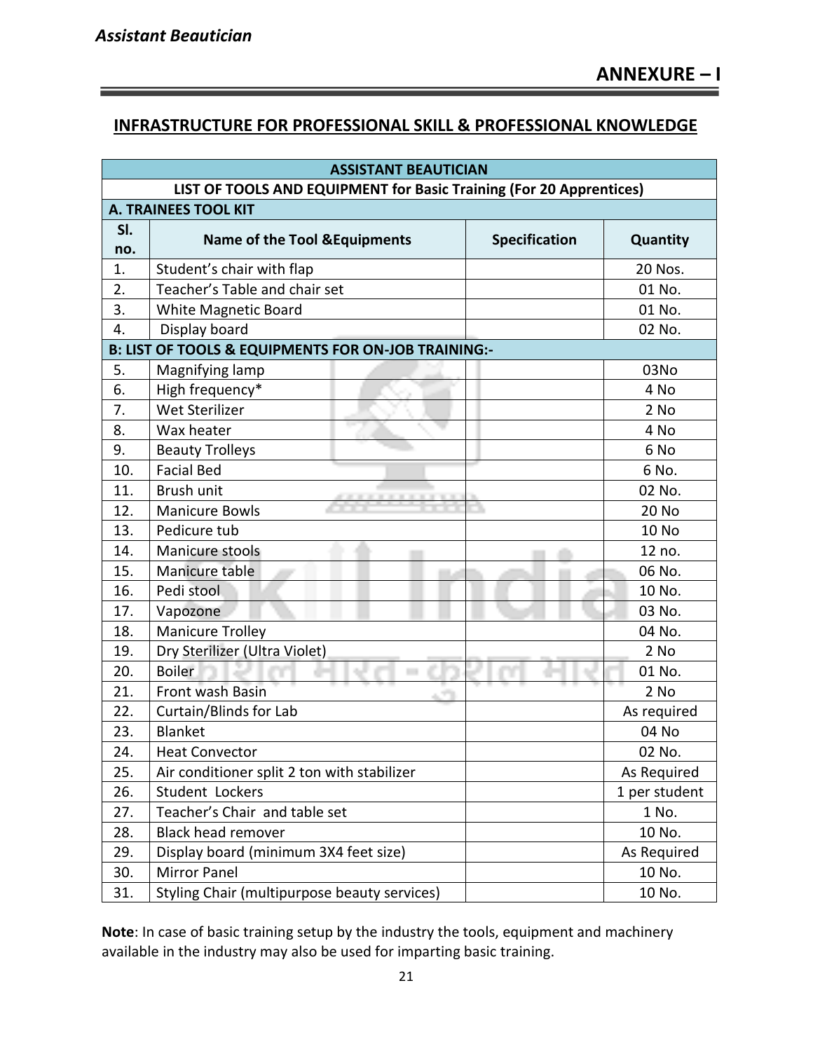## ANNEXURE – I

## INFRASTRUCTURE FOR PROFESSIONAL SKILL & PROFESSIONAL KNOWLEDGE

| ASSISTANT BEAUTICIAN | | | |
|---|---|---|---|
| LIST OF TOOLS AND EQUIPMENT for Basic Training (For 20 Apprentices) | | | |
| A. TRAINEES TOOL KIT | | | |
| Sl. no. | Name of the Tool &Equipments | Specification | Quantity |
| 1. | Student's chair with flap | | 20 Nos. |
| 2. | Teacher's Table and chair set | | 01 No. |
| 3. | White Magnetic Board | | 01 No. |
| 4. | Display board | | 02 No. |
| B: LIST OF TOOLS & EQUIPMENTS FOR ON-JOB TRAINING:- | | | |
| 5. | Magnifying lamp | | 03No |
| 6. | High frequency* | | 4 No |
| 7. | Wet Sterilizer | | 2 No |
| 8. | Wax heater | | 4 No |
| 9. | Beauty Trolleys | | 6 No |
| 10. | Facial Bed | | 6 No. |
| 11. | Brush unit | | 02 No. |
| 12. | Manicure Bowls | | 20 No |
| 13. | Pedicure tub | | 10 No |
| 14. | Manicure stools | | 12 no. |
| 15. | Manicure table | | 06 No. |
| 16. | Pedi stool | | 10 No. |
| 17. | Vapozone | | 03 No. |
| 18. | Manicure Trolley | | 04 No. |
| 19. | Dry Sterilizer (Ultra Violet) | | 2 No |
| 20. | Boiler | | 01 No. |
| 21. | Front wash Basin | | 2 No |
| 22. | Curtain/Blinds for Lab | | As required |
| 23. | Blanket | | 04 No |
| 24. | Heat Convector | | 02 No. |
| 25. | Air conditioner split 2 ton with stabilizer | | As Required |
| 26. | Student Lockers | | 1 per student |
| 27. | Teacher's Chair and table set | | 1 No. |
| 28. | Black head remover | | 10 No. |
| 29. | Display board (minimum 3X4 feet size) | | As Required |
| 30. | Mirror Panel | | 10 No. |
| 31. | Styling Chair (multipurpose beauty services) | | 10 No. |

**Note**: In case of basic training setup by the industry the tools, equipment and machinery available in the industry may also be used for imparting basic training.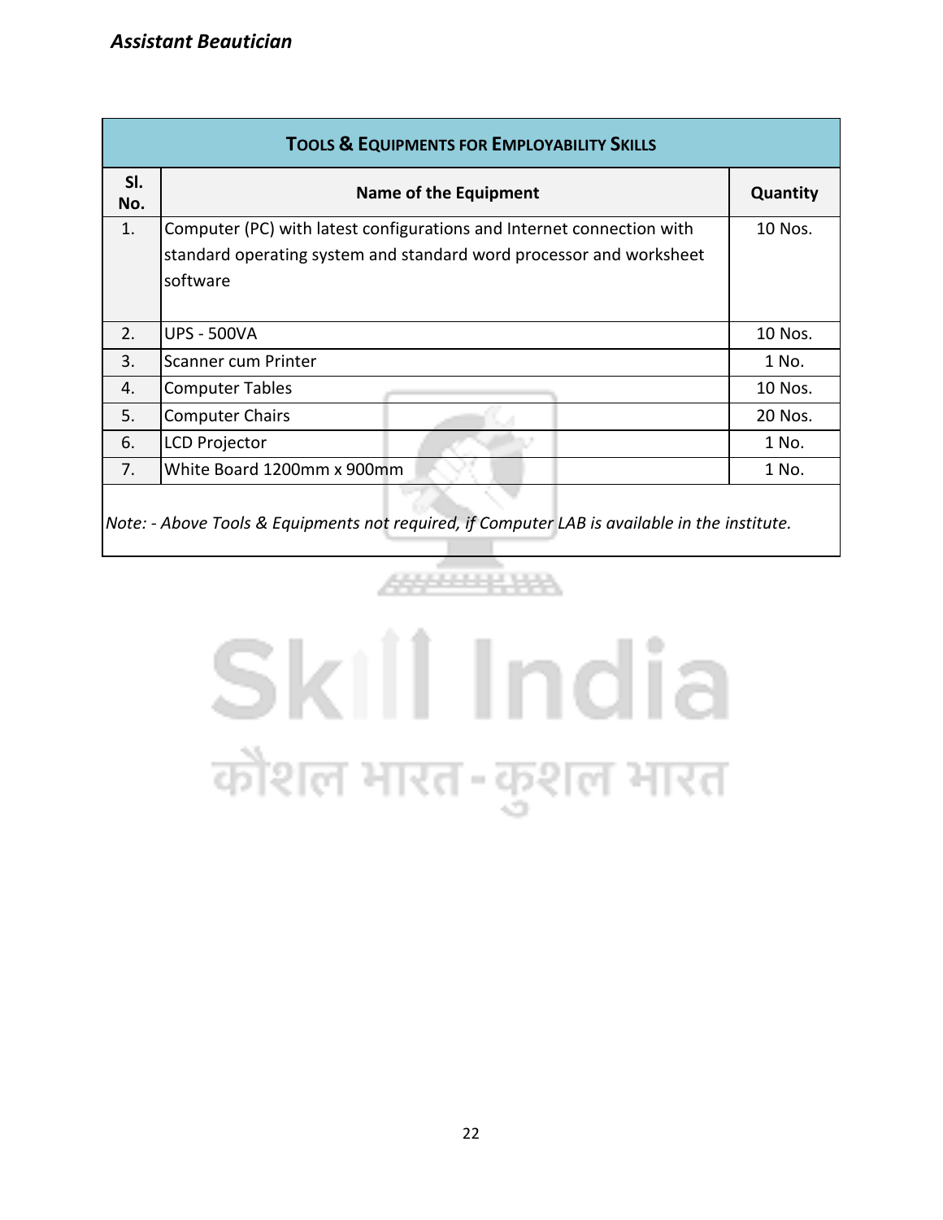| TOOLS & EQUIPMENTS FOR EMPLOYABILITY SKILLS | | |
|---|---|---|
| **Sl. No.** | **Name of the Equipment** | **Quantity** |
| 1. | Computer (PC) with latest configurations and Internet connection with standard operating system and standard word processor and worksheet software | 10 Nos. |
| 2. | UPS - 500VA | 10 Nos. |
| 3. | Scanner cum Printer | 1 No. |
| 4. | Computer Tables | 10 Nos. |
| 5. | Computer Chairs | 20 Nos. |
| 6. | LCD Projector | 1 No. |
| 7. | White Board 1200mm x 900mm | 1 No. |

*Note: - Above Tools & Equipments not required, if Computer LAB is available in the institute.*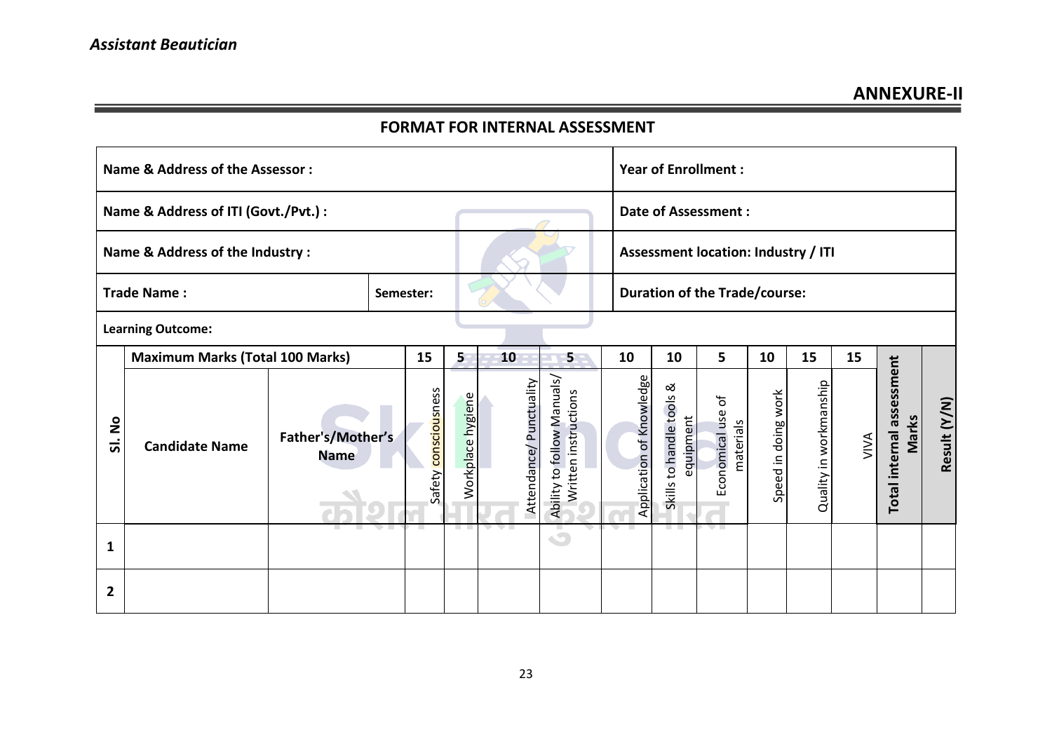## ANNEXURE-II

### FORMAT FOR INTERNAL ASSESSMENT

| | | | |
|---|---|---|---|
| **Name & Address of the Assessor :** | | | **Year of Enrollment :** |
| **Name & Address of ITI (Govt./Pvt.) :** | | | **Date of Assessment :** |
| **Name & Address of the Industry :** | | | **Assessment location: Industry / ITI** |
| **Trade Name :** | **Semester:** | | **Duration of the Trade/course:** |
| **Learning Outcome:** | | | |

| Sl. No | Candidate Name | Father's/Mother's Name | Safety consciousness | Workplace hygiene | Attendance/ Punctuality | Ability to follow Manuals/ Written instructions | Application of Knowledge | Skills to handle tools & equipment | Economical use of materials | Speed in doing work | Quality in workmanship | VIVA | Total internal assessment Marks | Result (Y/N) |
|---|---|---|---|---|---|---|---|---|---|---|---|---|---|---|
| | **Maximum Marks (Total 100 Marks)** | | 15 | 5 | 10 | 5 | 10 | 10 | 5 | 10 | 15 | 15 | | |
| 1 | | | | | | | | | | | | | | |
| 2 | | | | | | | | | | | | | | |